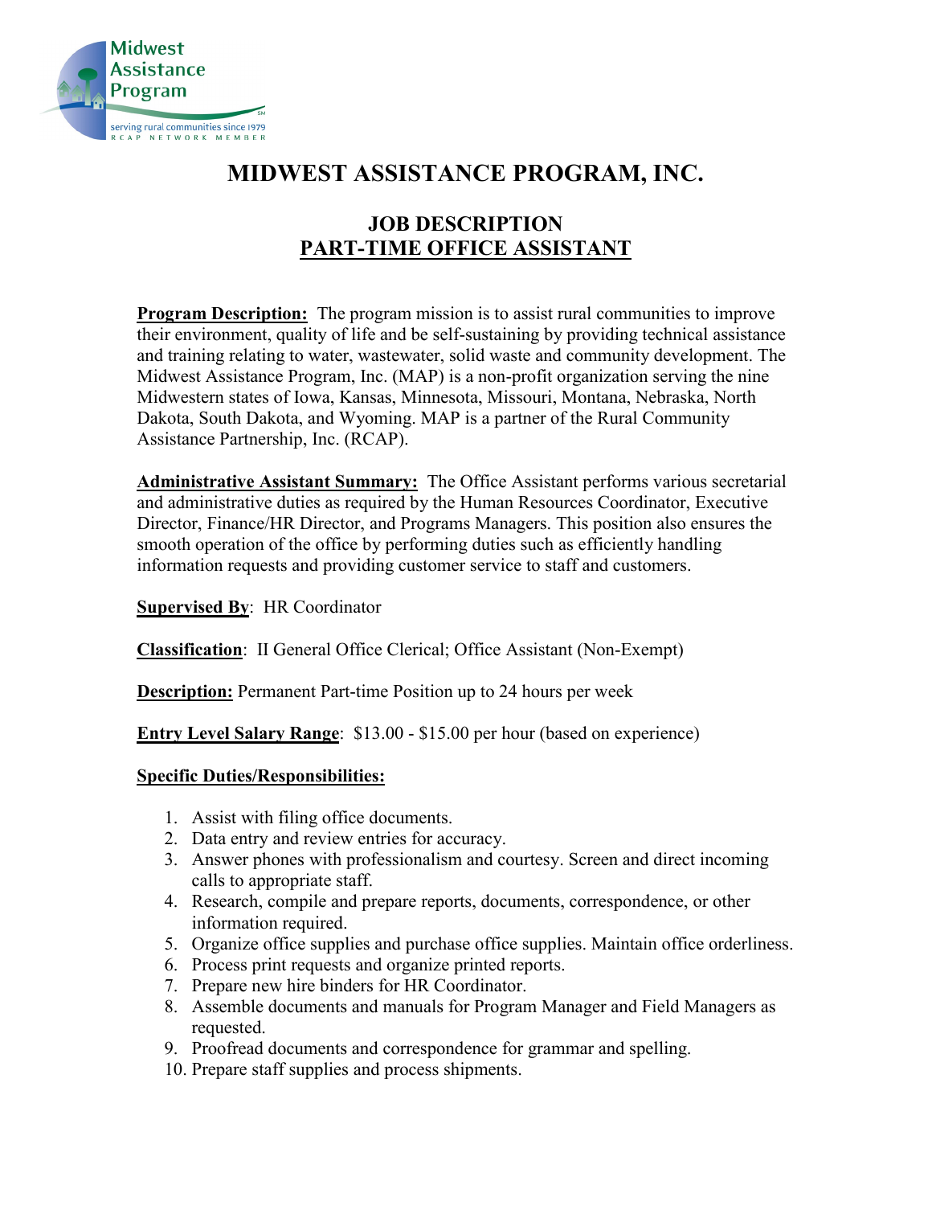# MIDWEST ASSISTANCE PROGRAM, INC.

## JOB DESCRIPTION
## PART-TIME OFFICE ASSISTANT

**Program Description:** The program mission is to assist rural communities to improve their environment, quality of life and be self-sustaining by providing technical assistance and training relating to water, wastewater, solid waste and community development. The Midwest Assistance Program, Inc. (MAP) is a non-profit organization serving the nine Midwestern states of Iowa, Kansas, Minnesota, Missouri, Montana, Nebraska, North Dakota, South Dakota, and Wyoming. MAP is a partner of the Rural Community Assistance Partnership, Inc. (RCAP).

**Administrative Assistant Summary:** The Office Assistant performs various secretarial and administrative duties as required by the Human Resources Coordinator, Executive Director, Finance/HR Director, and Programs Managers. This position also ensures the smooth operation of the office by performing duties such as efficiently handling information requests and providing customer service to staff and customers.

**Supervised By**: HR Coordinator

**Classification**: II General Office Clerical; Office Assistant (Non-Exempt)

**Description:** Permanent Part-time Position up to 24 hours per week

**Entry Level Salary Range**: $13.00 - $15.00 per hour (based on experience)

**Specific Duties/Responsibilities:**

1. Assist with filing office documents.
2. Data entry and review entries for accuracy.
3. Answer phones with professionalism and courtesy. Screen and direct incoming calls to appropriate staff.
4. Research, compile and prepare reports, documents, correspondence, or other information required.
5. Organize office supplies and purchase office supplies. Maintain office orderliness.
6. Process print requests and organize printed reports.
7. Prepare new hire binders for HR Coordinator.
8. Assemble documents and manuals for Program Manager and Field Managers as requested.
9. Proofread documents and correspondence for grammar and spelling.
10. Prepare staff supplies and process shipments.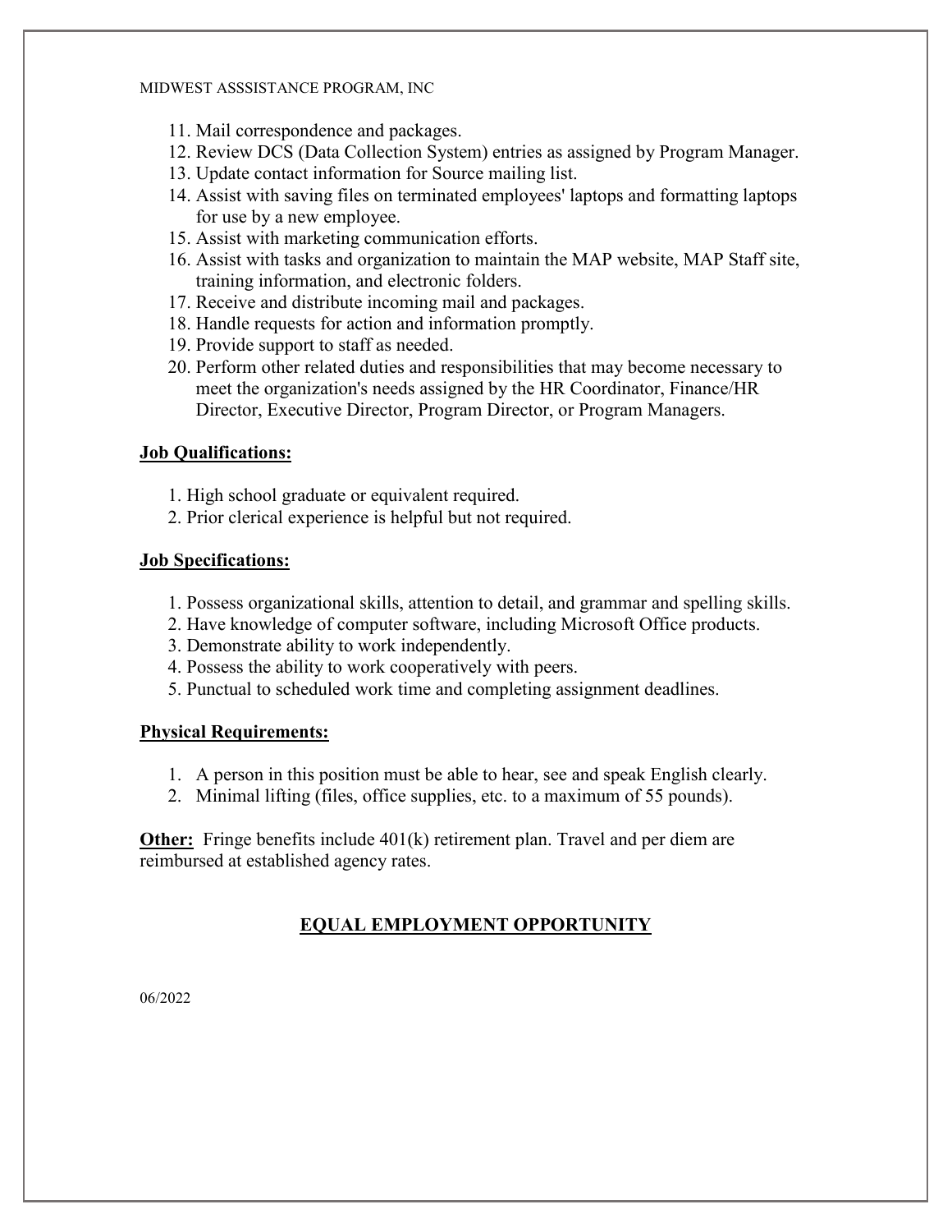11. Mail correspondence and packages.
12. Review DCS (Data Collection System) entries as assigned by Program Manager.
13. Update contact information for Source mailing list.
14. Assist with saving files on terminated employees' laptops and formatting laptops for use by a new employee.
15. Assist with marketing communication efforts.
16. Assist with tasks and organization to maintain the MAP website, MAP Staff site, training information, and electronic folders.
17. Receive and distribute incoming mail and packages.
18. Handle requests for action and information promptly.
19. Provide support to staff as needed.
20. Perform other related duties and responsibilities that may become necessary to meet the organization's needs assigned by the HR Coordinator, Finance/HR Director, Executive Director, Program Director, or Program Managers.

**Job Qualifications:**

1. High school graduate or equivalent required.
2. Prior clerical experience is helpful but not required.

**Job Specifications:**

1. Possess organizational skills, attention to detail, and grammar and spelling skills.
2. Have knowledge of computer software, including Microsoft Office products.
3. Demonstrate ability to work independently.
4. Possess the ability to work cooperatively with peers.
5. Punctual to scheduled work time and completing assignment deadlines.

**Physical Requirements:**

1. A person in this position must be able to hear, see and speak English clearly.
2. Minimal lifting (files, office supplies, etc. to a maximum of 55 pounds).

**Other:** Fringe benefits include 401(k) retirement plan. Travel and per diem are reimbursed at established agency rates.

**EQUAL EMPLOYMENT OPPORTUNITY**

06/2022